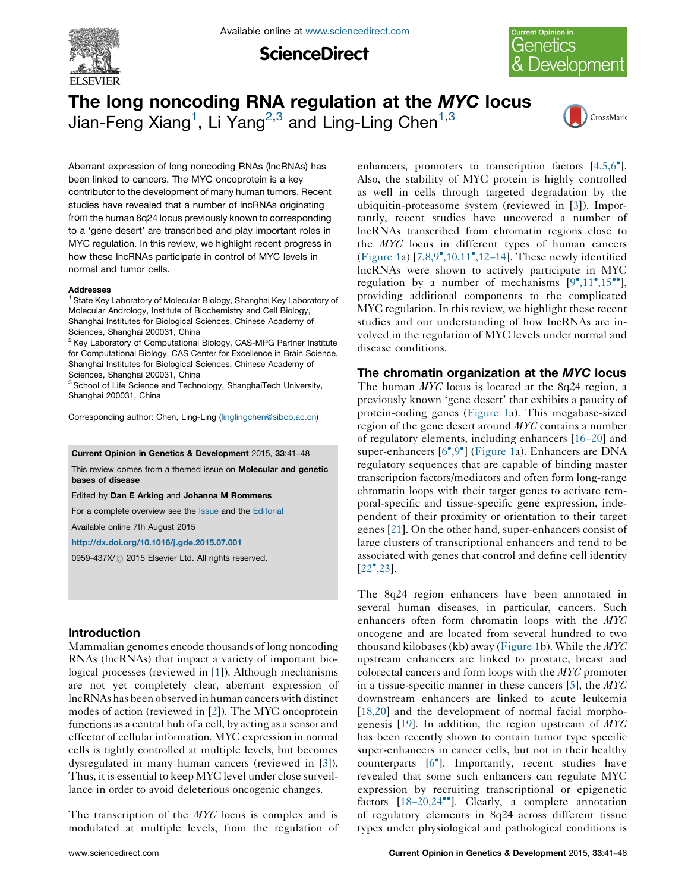# The long noncoding RNA regulation at the *MYC* locus

Jian-Feng Xiang[1], Li Yang[2,3] and Ling-Ling Chen[1,3]

Aberrant expression of long noncoding RNAs (lncRNAs) has been linked to cancers. The MYC oncoprotein is a key contributor to the development of many human tumors. Recent studies have revealed that a number of lncRNAs originating from the human 8q24 locus previously known to corresponding to a 'gene desert' are transcribed and play important roles in MYC regulation. In this review, we highlight recent progress in how these lncRNAs participate in control of MYC levels in normal and tumor cells.

**Addresses**

[1] State Key Laboratory of Molecular Biology, Shanghai Key Laboratory of Molecular Andrology, Institute of Biochemistry and Cell Biology, Shanghai Institutes for Biological Sciences, Chinese Academy of Sciences, Shanghai 200031, China

[2] Key Laboratory of Computational Biology, CAS-MPG Partner Institute for Computational Biology, CAS Center for Excellence in Brain Science, Shanghai Institutes for Biological Sciences, Chinese Academy of Sciences, Shanghai 200031, China

[3] School of Life Science and Technology, ShanghaiTech University, Shanghai 200031, China

Corresponding author: Chen, Ling-Ling (linglingchen@sibcb.ac.cn)

**Current Opinion in Genetics & Development** 2015, **33**:41–48

This review comes from a themed issue on **Molecular and genetic bases of disease**

Edited by **Dan E Arking** and **Johanna M Rommens**

For a complete overview see the Issue and the Editorial

Available online 7th August 2015

http://dx.doi.org/10.1016/j.gde.2015.07.001

0959-437X/© 2015 Elsevier Ltd. All rights reserved.

## Introduction

Mammalian genomes encode thousands of long noncoding RNAs (lncRNAs) that impact a variety of important biological processes (reviewed in [1]). Although mechanisms are not yet completely clear, aberrant expression of lncRNAs has been observed in human cancers with distinct modes of action (reviewed in [2]). The MYC oncoprotein functions as a central hub of a cell, by acting as a sensor and effector of cellular information. MYC expression in normal cells is tightly controlled at multiple levels, but becomes dysregulated in many human cancers (reviewed in [3]). Thus, it is essential to keep MYC level under close surveillance in order to avoid deleterious oncogenic changes.

The transcription of the *MYC* locus is complex and is modulated at multiple levels, from the regulation of enhancers, promoters to transcription factors [4,5,6•]. Also, the stability of MYC protein is highly controlled as well in cells through targeted degradation by the ubiquitin-proteasome system (reviewed in [3]). Importantly, recent studies have uncovered a number of lncRNAs transcribed from chromatin regions close to the *MYC* locus in different types of human cancers (Figure 1a) [7,8,9•,10,11•,12–14]. These newly identified lncRNAs were shown to actively participate in MYC regulation by a number of mechanisms [9•,11•,15••], providing additional components to the complicated MYC regulation. In this review, we highlight these recent studies and our understanding of how lncRNAs are involved in the regulation of MYC levels under normal and disease conditions.

## The chromatin organization at the *MYC* locus

The human *MYC* locus is located at the 8q24 region, a previously known 'gene desert' that exhibits a paucity of protein-coding genes (Figure 1a). This megabase-sized region of the gene desert around *MYC* contains a number of regulatory elements, including enhancers [16–20] and super-enhancers [6•,9•] (Figure 1a). Enhancers are DNA regulatory sequences that are capable of binding master transcription factors/mediators and often form long-range chromatin loops with their target genes to activate temporal-specific and tissue-specific gene expression, independent of their proximity or orientation to their target genes [21]. On the other hand, super-enhancers consist of large clusters of transcriptional enhancers and tend to be associated with genes that control and define cell identity [22•,23].

The 8q24 region enhancers have been annotated in several human diseases, in particular, cancers. Such enhancers often form chromatin loops with the *MYC* oncogene and are located from several hundred to two thousand kilobases (kb) away (Figure 1b). While the *MYC* upstream enhancers are linked to prostate, breast and colorectal cancers and form loops with the *MYC* promoter in a tissue-specific manner in these cancers [5], the *MYC* downstream enhancers are linked to acute leukemia [18,20] and the development of normal facial morphogenesis [19]. In addition, the region upstream of *MYC* has been recently shown to contain tumor type specific super-enhancers in cancer cells, but not in their healthy counterparts [6•]. Importantly, recent studies have revealed that some such enhancers can regulate MYC expression by recruiting transcriptional or epigenetic factors [18–20,24••]. Clearly, a complete annotation of regulatory elements in 8q24 across different tissue types under physiological and pathological conditions is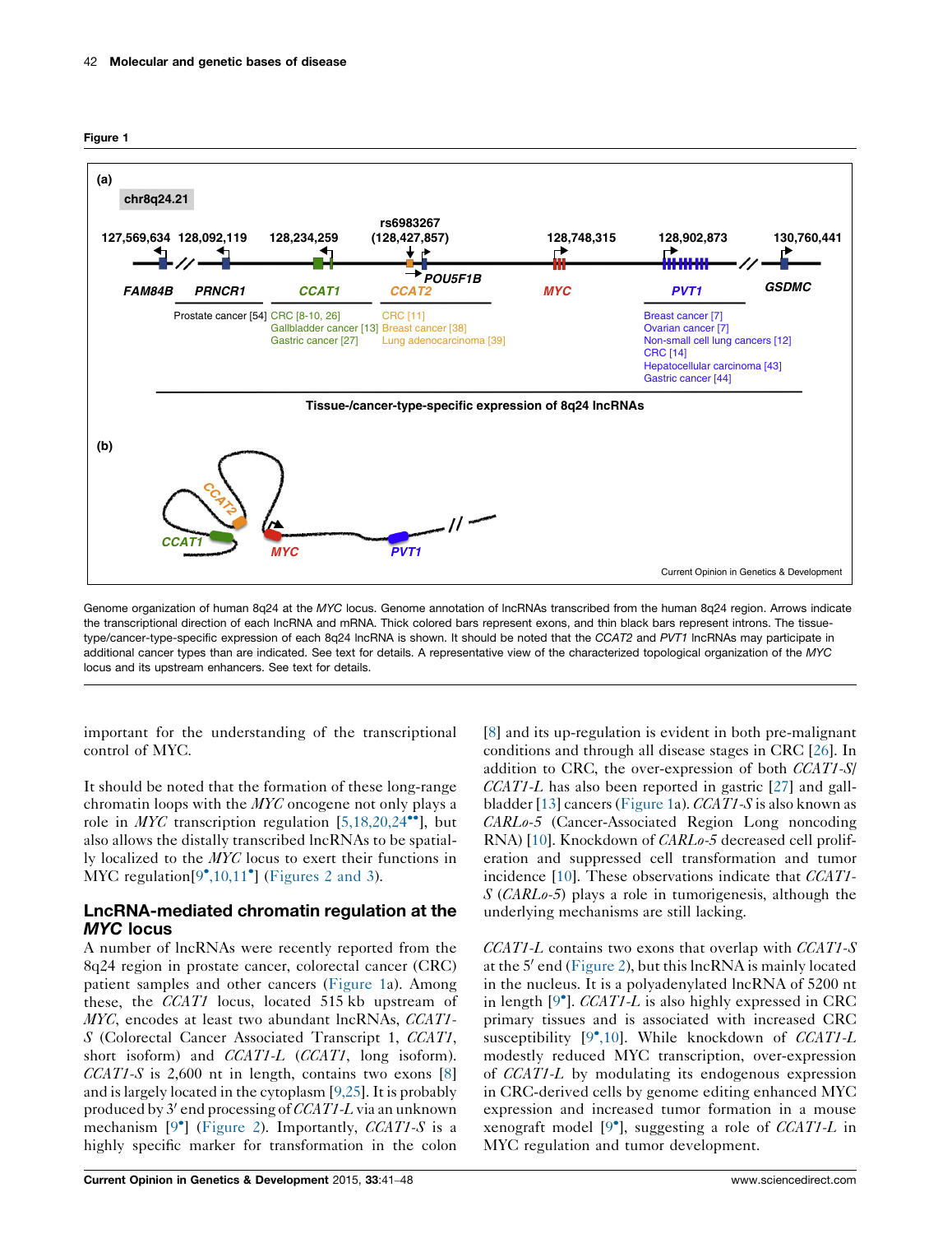**Figure 1**

Genome organization of human 8q24 at the *MYC* locus. Genome annotation of lncRNAs transcribed from the human 8q24 region. Arrows indicate the transcriptional direction of each lncRNA and mRNA. Thick colored bars represent exons, and thin black bars represent introns. The tissue-type/cancer-type-specific expression of each 8q24 lncRNA is shown. It should be noted that the *CCAT2* and *PVT1* lncRNAs may participate in additional cancer types than are indicated. See text for details. A representative view of the characterized topological organization of the *MYC* locus and its upstream enhancers. See text for details.

important for the understanding of the transcriptional control of MYC.

It should be noted that the formation of these long-range chromatin loops with the *MYC* oncogene not only plays a role in *MYC* transcription regulation [5,18,20,24••], but also allows the distally transcribed lncRNAs to be spatially localized to the *MYC* locus to exert their functions in MYC regulation[9•,10,11•] (Figures 2 and 3).

## LncRNA-mediated chromatin regulation at the *MYC* locus

A number of lncRNAs were recently reported from the 8q24 region in prostate cancer, colorectal cancer (CRC) patient samples and other cancers (Figure 1a). Among these, the *CCAT1* locus, located 515 kb upstream of *MYC*, encodes at least two abundant lncRNAs, *CCAT1-S* (Colorectal Cancer Associated Transcript 1, *CCAT1*, short isoform) and *CCAT1-L* (*CCAT1*, long isoform). *CCAT1-S* is 2,600 nt in length, contains two exons [8] and is largely located in the cytoplasm [9,25]. It is probably produced by 3′ end processing of *CCAT1-L* via an unknown mechanism [9•] (Figure 2). Importantly, *CCAT1-S* is a highly specific marker for transformation in the colon [8] and its up-regulation is evident in both pre-malignant conditions and through all disease stages in CRC [26]. In addition to CRC, the over-expression of both *CCAT1-S*/*CCAT1-L* has also been reported in gastric [27] and gallbladder [13] cancers (Figure 1a). *CCAT1-S* is also known as *CARLo-5* (Cancer-Associated Region Long noncoding RNA) [10]. Knockdown of *CARLo-5* decreased cell proliferation and suppressed cell transformation and tumor incidence [10]. These observations indicate that *CCAT1-S* (*CARLo-5*) plays a role in tumorigenesis, although the underlying mechanisms are still lacking.

*CCAT1-L* contains two exons that overlap with *CCAT1-S* at the 5′ end (Figure 2), but this lncRNA is mainly located in the nucleus. It is a polyadenylated lncRNA of 5200 nt in length [9•]. *CCAT1-L* is also highly expressed in CRC primary tissues and is associated with increased CRC susceptibility [9•,10]. While knockdown of *CCAT1-L* modestly reduced MYC transcription, over-expression of *CCAT1-L* by modulating its endogenous expression in CRC-derived cells by genome editing enhanced MYC expression and increased tumor formation in a mouse xenograft model [9•], suggesting a role of *CCAT1-L* in MYC regulation and tumor development.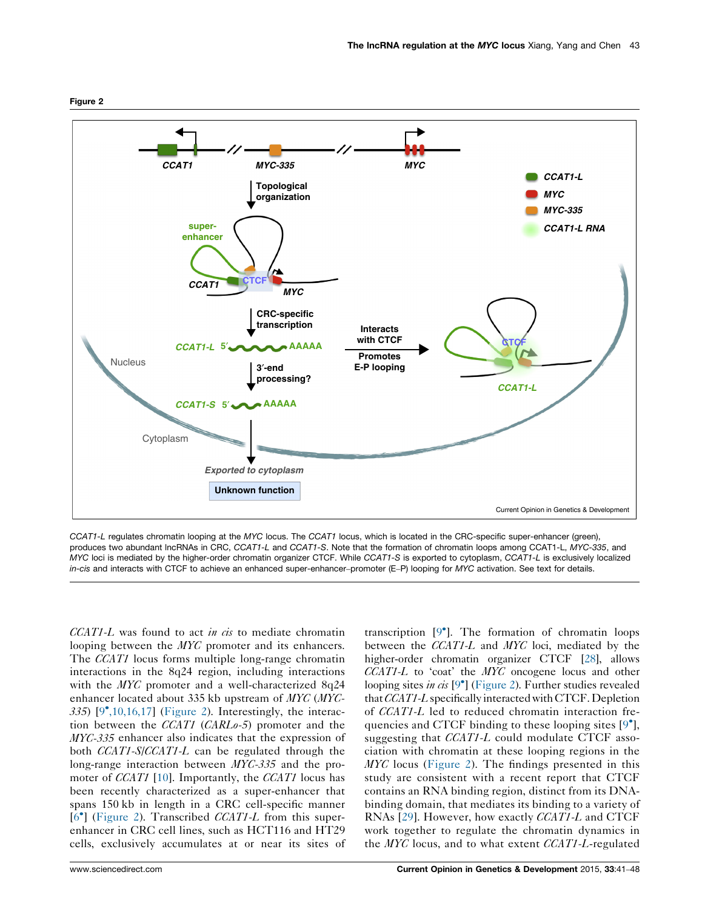Figure 2

*CCAT1-L* regulates chromatin looping at the *MYC* locus. The *CCAT1* locus, which is located in the CRC-specific super-enhancer (green), produces two abundant lncRNAs in CRC, *CCAT1-L* and *CCAT1-S*. Note that the formation of chromatin loops among CCAT1-L, *MYC-335*, and *MYC* loci is mediated by the higher-order chromatin organizer CTCF. While *CCAT1-S* is exported to cytoplasm, *CCAT1-L* is exclusively localized *in-cis* and interacts with CTCF to achieve an enhanced super-enhancer–promoter (E–P) looping for *MYC* activation. See text for details.

*CCAT1-L* was found to act *in cis* to mediate chromatin looping between the *MYC* promoter and its enhancers. The *CCAT1* locus forms multiple long-range chromatin interactions in the 8q24 region, including interactions with the *MYC* promoter and a well-characterized 8q24 enhancer located about 335 kb upstream of *MYC* (*MYC-335*) [9•,10,16,17] (Figure 2). Interestingly, the interaction between the *CCAT1* (*CARLo-5*) promoter and the *MYC-335* enhancer also indicates that the expression of both *CCAT1-S*/*CCAT1-L* can be regulated through the long-range interaction between *MYC-335* and the promoter of *CCAT1* [10]. Importantly, the *CCAT1* locus has been recently characterized as a super-enhancer that spans 150 kb in length in a CRC cell-specific manner [6•] (Figure 2). Transcribed *CCAT1-L* from this super-enhancer in CRC cell lines, such as HCT116 and HT29 cells, exclusively accumulates at or near its sites of transcription [9•]. The formation of chromatin loops between the *CCAT1-L* and *MYC* loci, mediated by the higher-order chromatin organizer CTCF [28], allows *CCAT1-L* to 'coat' the *MYC* oncogene locus and other looping sites *in cis* [9•] (Figure 2). Further studies revealed that *CCAT1-L* specifically interacted with CTCF. Depletion of *CCAT1-L* led to reduced chromatin interaction frequencies and CTCF binding to these looping sites [9•], suggesting that *CCAT1-L* could modulate CTCF association with chromatin at these looping regions in the *MYC* locus (Figure 2). The findings presented in this study are consistent with a recent report that CTCF contains an RNA binding region, distinct from its DNA-binding domain, that mediates its binding to a variety of RNAs [29]. However, how exactly *CCAT1-L* and CTCF work together to regulate the chromatin dynamics in the *MYC* locus, and to what extent *CCAT1-L*-regulated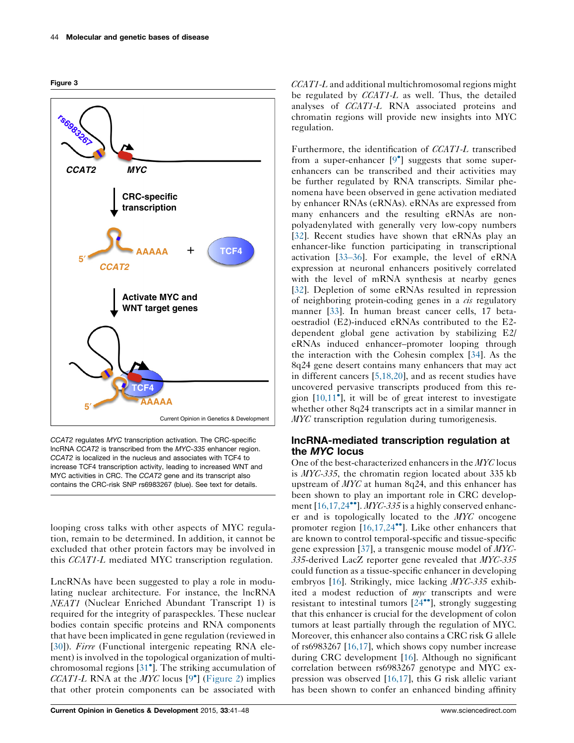Figure 3

*CCAT2* regulates *MYC* transcription activation. The CRC-specific lncRNA *CCAT2* is transcribed from the *MYC-335* enhancer region. *CCAT2* is localized in the nucleus and associates with TCF4 to increase TCF4 transcription activity, leading to increased WNT and MYC activities in CRC. The *CCAT2* gene and its transcript also contains the CRC-risk SNP rs6983267 (blue). See text for details.

looping cross talks with other aspects of MYC regulation, remain to be determined. In addition, it cannot be excluded that other protein factors may be involved in this *CCAT1-L* mediated MYC transcription regulation.

LncRNAs have been suggested to play a role in modulating nuclear architecture. For instance, the lncRNA *NEAT1* (Nuclear Enriched Abundant Transcript 1) is required for the integrity of paraspeckles. These nuclear bodies contain specific proteins and RNA components that have been implicated in gene regulation (reviewed in [30]). *Firre* (Functional intergenic repeating RNA element) is involved in the topological organization of multichromosomal regions [31•]. The striking accumulation of *CCAT1-L* RNA at the *MYC* locus [9•] (Figure 2) implies that other protein components can be associated with *CCAT1-L* and additional multichromosomal regions might be regulated by *CCAT1-L* as well. Thus, the detailed analyses of *CCAT1-L* RNA associated proteins and chromatin regions will provide new insights into MYC regulation.

Furthermore, the identification of *CCAT1-L* transcribed from a super-enhancer [9•] suggests that some super-enhancers can be transcribed and their activities may be further regulated by RNA transcripts. Similar phenomena have been observed in gene activation mediated by enhancer RNAs (eRNAs). eRNAs are expressed from many enhancers and the resulting eRNAs are non-polyadenylated with generally very low-copy numbers [32]. Recent studies have shown that eRNAs play an enhancer-like function participating in transcriptional activation [33–36]. For example, the level of eRNA expression at neuronal enhancers positively correlated with the level of mRNA synthesis at nearby genes [32]. Depletion of some eRNAs resulted in repression of neighboring protein-coding genes in a *cis* regulatory manner [33]. In human breast cancer cells, 17 beta-oestradiol (E2)-induced eRNAs contributed to the E2-dependent global gene activation by stabilizing E2/eRNAs induced enhancer–promoter looping through the interaction with the Cohesin complex [34]. As the 8q24 gene desert contains many enhancers that may act in different cancers [5,18,20], and as recent studies have uncovered pervasive transcripts produced from this region [10,11•], it will be of great interest to investigate whether other 8q24 transcripts act in a similar manner in *MYC* transcription regulation during tumorigenesis.

## lncRNA-mediated transcription regulation at the *MYC* locus

One of the best-characterized enhancers in the *MYC* locus is *MYC-335*, the chromatin region located about 335 kb upstream of *MYC* at human 8q24, and this enhancer has been shown to play an important role in CRC development [16,17,24••]. *MYC-335* is a highly conserved enhancer and is topologically located to the *MYC* oncogene promoter region [16,17,24••]. Like other enhancers that are known to control temporal-specific and tissue-specific gene expression [37], a transgenic mouse model of *MYC-335*-derived LacZ reporter gene revealed that *MYC-335* could function as a tissue-specific enhancer in developing embryos [16]. Strikingly, mice lacking *MYC-335* exhibited a modest reduction of *myc* transcripts and were resistant to intestinal tumors [24••], strongly suggesting that this enhancer is crucial for the development of colon tumors at least partially through the regulation of MYC. Moreover, this enhancer also contains a CRC risk G allele of rs6983267 [16,17], which shows copy number increase during CRC development [16]. Although no significant correlation between rs6983267 genotype and MYC expression was observed [16,17], this G risk allelic variant has been shown to confer an enhanced binding affinity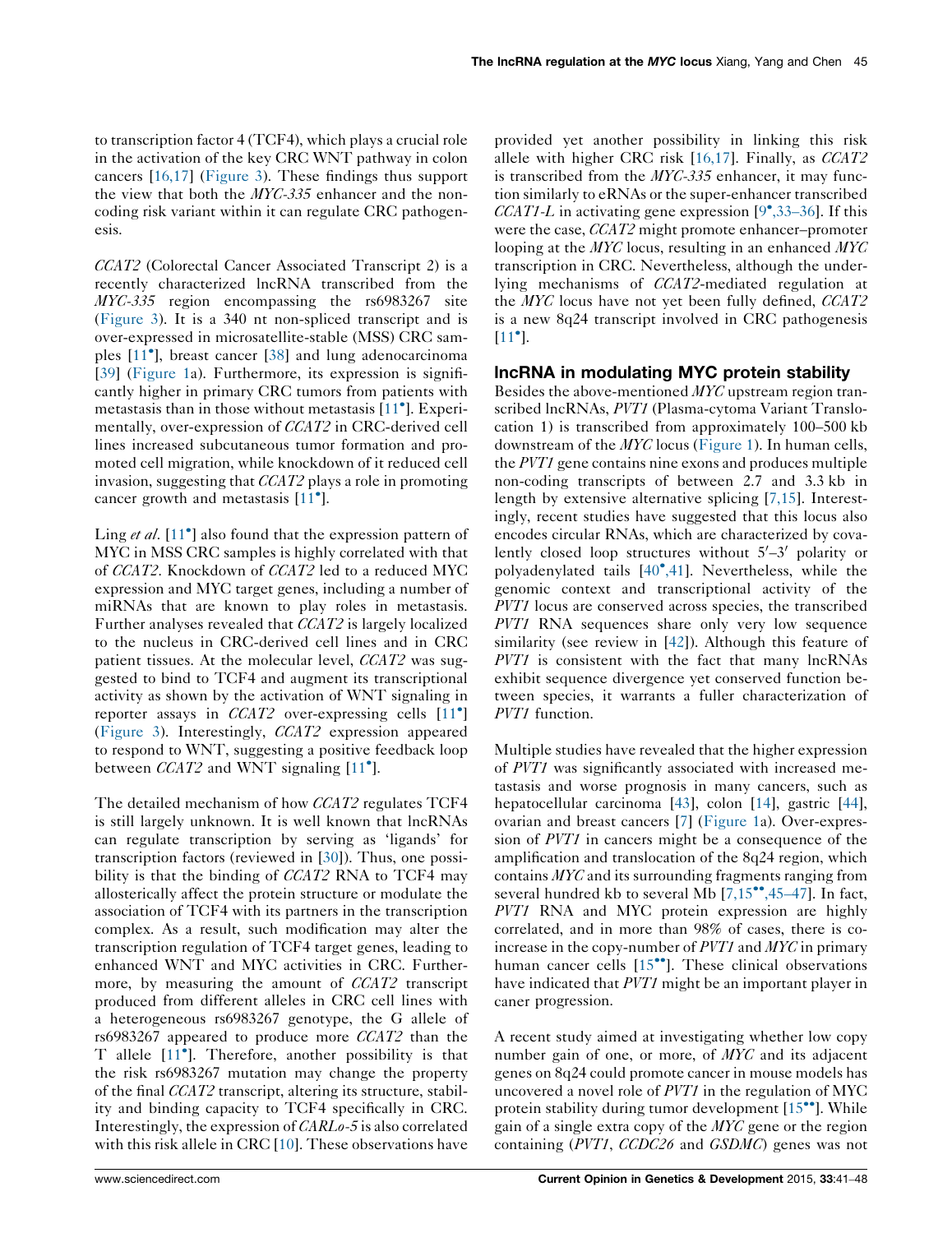to transcription factor 4 (TCF4), which plays a crucial role in the activation of the key CRC WNT pathway in colon cancers [16,17] (Figure 3). These findings thus support the view that both the *MYC-335* enhancer and the non-coding risk variant within it can regulate CRC pathogenesis.

*CCAT2* (Colorectal Cancer Associated Transcript 2) is a recently characterized lncRNA transcribed from the *MYC-335* region encompassing the rs6983267 site (Figure 3). It is a 340 nt non-spliced transcript and is over-expressed in microsatellite-stable (MSS) CRC samples [11•], breast cancer [38] and lung adenocarcinoma [39] (Figure 1a). Furthermore, its expression is significantly higher in primary CRC tumors from patients with metastasis than in those without metastasis [11•]. Experimentally, over-expression of *CCAT2* in CRC-derived cell lines increased subcutaneous tumor formation and promoted cell migration, while knockdown of it reduced cell invasion, suggesting that *CCAT2* plays a role in promoting cancer growth and metastasis [11•].

Ling *et al.* [11•] also found that the expression pattern of MYC in MSS CRC samples is highly correlated with that of *CCAT2*. Knockdown of *CCAT2* led to a reduced MYC expression and MYC target genes, including a number of miRNAs that are known to play roles in metastasis. Further analyses revealed that *CCAT2* is largely localized to the nucleus in CRC-derived cell lines and in CRC patient tissues. At the molecular level, *CCAT2* was suggested to bind to TCF4 and augment its transcriptional activity as shown by the activation of WNT signaling in reporter assays in *CCAT2* over-expressing cells [11•] (Figure 3). Interestingly, *CCAT2* expression appeared to respond to WNT, suggesting a positive feedback loop between *CCAT2* and WNT signaling [11•].

The detailed mechanism of how *CCAT2* regulates TCF4 is still largely unknown. It is well known that lncRNAs can regulate transcription by serving as 'ligands' for transcription factors (reviewed in [30]). Thus, one possibility is that the binding of *CCAT2* RNA to TCF4 may allosterically affect the protein structure or modulate the association of TCF4 with its partners in the transcription complex. As a result, such modification may alter the transcription regulation of TCF4 target genes, leading to enhanced WNT and MYC activities in CRC. Furthermore, by measuring the amount of *CCAT2* transcript produced from different alleles in CRC cell lines with a heterogeneous rs6983267 genotype, the G allele of rs6983267 appeared to produce more *CCAT2* than the T allele [11•]. Therefore, another possibility is that the risk rs6983267 mutation may change the property of the final *CCAT2* transcript, altering its structure, stability and binding capacity to TCF4 specifically in CRC. Interestingly, the expression of *CARLo-5* is also correlated with this risk allele in CRC [10]. These observations have provided yet another possibility in linking this risk allele with higher CRC risk [16,17]. Finally, as *CCAT2* is transcribed from the *MYC-335* enhancer, it may function similarly to eRNAs or the super-enhancer transcribed *CCAT1-L* in activating gene expression [9•,33–36]. If this were the case, *CCAT2* might promote enhancer–promoter looping at the *MYC* locus, resulting in an enhanced *MYC* transcription in CRC. Nevertheless, although the underlying mechanisms of *CCAT2*-mediated regulation at the *MYC* locus have not yet been fully defined, *CCAT2* is a new 8q24 transcript involved in CRC pathogenesis [11•].

## lncRNA in modulating MYC protein stability

Besides the above-mentioned *MYC* upstream region transcribed lncRNAs, *PVT1* (Plasma-cytoma Variant Translocation 1) is transcribed from approximately 100–500 kb downstream of the *MYC* locus (Figure 1). In human cells, the *PVT1* gene contains nine exons and produces multiple non-coding transcripts of between 2.7 and 3.3 kb in length by extensive alternative splicing [7,15]. Interestingly, recent studies have suggested that this locus also encodes circular RNAs, which are characterized by covalently closed loop structures without 5′–3′ polarity or polyadenylated tails [40•,41]. Nevertheless, while the genomic context and transcriptional activity of the *PVT1* locus are conserved across species, the transcribed *PVT1* RNA sequences share only very low sequence similarity (see review in [42]). Although this feature of *PVT1* is consistent with the fact that many lncRNAs exhibit sequence divergence yet conserved function between species, it warrants a fuller characterization of *PVT1* function.

Multiple studies have revealed that the higher expression of *PVT1* was significantly associated with increased metastasis and worse prognosis in many cancers, such as hepatocellular carcinoma [43], colon [14], gastric [44], ovarian and breast cancers [7] (Figure 1a). Over-expression of *PVT1* in cancers might be a consequence of the amplification and translocation of the 8q24 region, which contains *MYC* and its surrounding fragments ranging from several hundred kb to several Mb [7,15••,45–47]. In fact, *PVT1* RNA and MYC protein expression are highly correlated, and in more than 98% of cases, there is co-increase in the copy-number of *PVT1* and *MYC* in primary human cancer cells [15••]. These clinical observations have indicated that *PVT1* might be an important player in caner progression.

A recent study aimed at investigating whether low copy number gain of one, or more, of *MYC* and its adjacent genes on 8q24 could promote cancer in mouse models has uncovered a novel role of *PVT1* in the regulation of MYC protein stability during tumor development [15••]. While gain of a single extra copy of the *MYC* gene or the region containing (*PVT1*, *CCDC26* and *GSDMC*) genes was not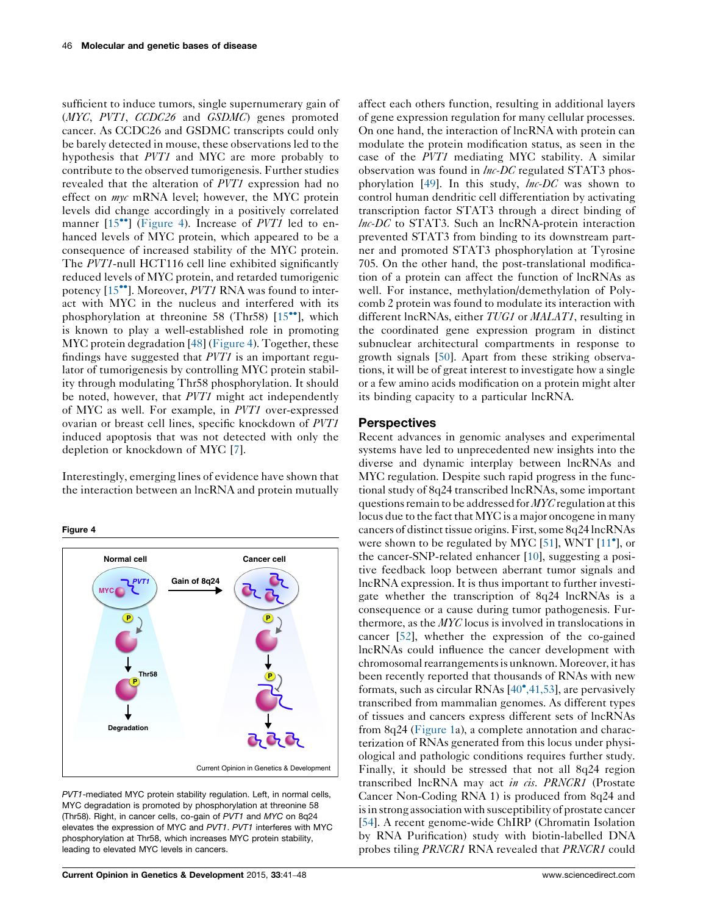sufficient to induce tumors, single supernumerary gain of (*MYC*, *PVT1*, *CCDC26* and *GSDMC*) genes promoted cancer. As CCDC26 and GSDMC transcripts could only be barely detected in mouse, these observations led to the hypothesis that *PVT1* and MYC are more probably to contribute to the observed tumorigenesis. Further studies revealed that the alteration of *PVT1* expression had no effect on *myc* mRNA level; however, the MYC protein levels did change accordingly in a positively correlated manner [15••] (Figure 4). Increase of *PVT1* led to enhanced levels of MYC protein, which appeared to be a consequence of increased stability of the MYC protein. The *PVT1*-null HCT116 cell line exhibited significantly reduced levels of MYC protein, and retarded tumorigenic potency [15••]. Moreover, *PVT1* RNA was found to interact with MYC in the nucleus and interfered with its phosphorylation at threonine 58 (Thr58) [15••], which is known to play a well-established role in promoting MYC protein degradation [48] (Figure 4). Together, these findings have suggested that *PVT1* is an important regulator of tumorigenesis by controlling MYC protein stability through modulating Thr58 phosphorylation. It should be noted, however, that *PVT1* might act independently of MYC as well. For example, in *PVT1* over-expressed ovarian or breast cell lines, specific knockdown of *PVT1* induced apoptosis that was not detected with only the depletion or knockdown of MYC [7].

Interestingly, emerging lines of evidence have shown that the interaction between an lncRNA and protein mutually affect each others function, resulting in additional layers of gene expression regulation for many cellular processes. On one hand, the interaction of lncRNA with protein can modulate the protein modification status, as seen in the case of the *PVT1* mediating MYC stability. A similar observation was found in *lnc-DC* regulated STAT3 phosphorylation [49]. In this study, *lnc-DC* was shown to control human dendritic cell differentiation by activating transcription factor STAT3 through a direct binding of *lnc-DC* to STAT3. Such an lncRNA-protein interaction prevented STAT3 from binding to its downstream partner and promoted STAT3 phosphorylation at Tyrosine 705. On the other hand, the post-translational modification of a protein can affect the function of lncRNAs as well. For instance, methylation/demethylation of Polycomb 2 protein was found to modulate its interaction with different lncRNAs, either *TUG1* or *MALAT1*, resulting in the coordinated gene expression program in distinct subnuclear architectural compartments in response to growth signals [50]. Apart from these striking observations, it will be of great interest to investigate how a single or a few amino acids modification on a protein might alter its binding capacity to a particular lncRNA.

**Figure 4**

*PVT1*-mediated MYC protein stability regulation. Left, in normal cells, MYC degradation is promoted by phosphorylation at threonine 58 (Thr58). Right, in cancer cells, co-gain of *PVT1* and *MYC* on 8q24 elevates the expression of MYC and *PVT1*. *PVT1* interferes with MYC phosphorylation at Thr58, which increases MYC protein stability, leading to elevated MYC levels in cancers.

## Perspectives

Recent advances in genomic analyses and experimental systems have led to unprecedented new insights into the diverse and dynamic interplay between lncRNAs and MYC regulation. Despite such rapid progress in the functional study of 8q24 transcribed lncRNAs, some important questions remain to be addressed for *MYC* regulation at this locus due to the fact that MYC is a major oncogene in many cancers of distinct tissue origins. First, some 8q24 lncRNAs were shown to be regulated by MYC [51], WNT [11•], or the cancer-SNP-related enhancer [10], suggesting a positive feedback loop between aberrant tumor signals and lncRNA expression. It is thus important to further investigate whether the transcription of 8q24 lncRNAs is a consequence or a cause during tumor pathogenesis. Furthermore, as the *MYC* locus is involved in translocations in cancer [52], whether the expression of the co-gained lncRNAs could influence the cancer development with chromosomal rearrangements is unknown. Moreover, it has been recently reported that thousands of RNAs with new formats, such as circular RNAs [40•,41,53], are pervasively transcribed from mammalian genomes. As different types of tissues and cancers express different sets of lncRNAs from 8q24 (Figure 1a), a complete annotation and characterization of RNAs generated from this locus under physiological and pathologic conditions requires further study. Finally, it should be stressed that not all 8q24 region transcribed lncRNA may act *in cis*. *PRNCR1* (Prostate Cancer Non-Coding RNA 1) is produced from 8q24 and is in strong association with susceptibility of prostate cancer [54]. A recent genome-wide ChIRP (Chromatin Isolation by RNA Purification) study with biotin-labelled DNA probes tiling *PRNCR1* RNA revealed that *PRNCR1* could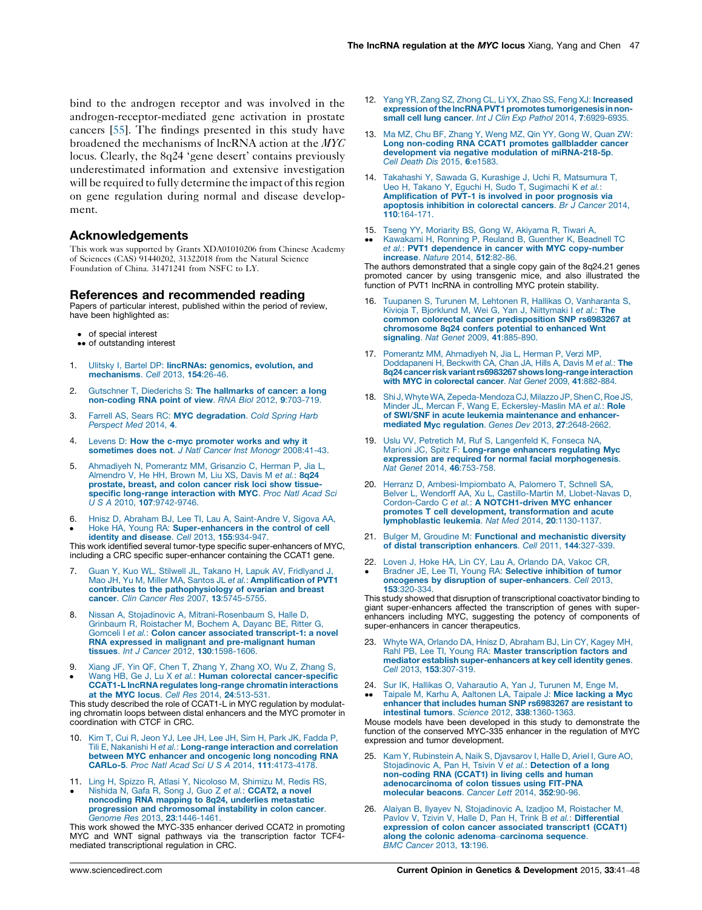bind to the androgen receptor and was involved in the androgen-receptor-mediated gene activation in prostate cancers [55]. The findings presented in this study have broadened the mechanisms of lncRNA action at the *MYC* locus. Clearly, the 8q24 'gene desert' contains previously underestimated information and extensive investigation will be required to fully determine the impact of this region on gene regulation during normal and disease development.

## Acknowledgements

This work was supported by Grants XDA01010206 from Chinese Academy of Sciences (CAS) 91440202, 31322018 from the Natural Science Foundation of China. 31471241 from NSFC to LY.

## References and recommended reading

Papers of particular interest, published within the period of review, have been highlighted as:

- • of special interest
- •• of outstanding interest

1. Ulitsky I, Bartel DP: **lincRNAs: genomics, evolution, and mechanisms**. *Cell* 2013, **154**:26-46.

2. Gutschner T, Diederichs S: **The hallmarks of cancer: a long non-coding RNA point of view**. *RNA Biol* 2012, **9**:703-719.

3. Farrell AS, Sears RC: **MYC degradation**. *Cold Spring Harb Perspect Med* 2014, **4**.

4. Levens D: **How the c-myc promoter works and why it sometimes does not**. *J Natl Cancer Inst Monogr* 2008:41-43.

5. Ahmadiyeh N, Pomerantz MM, Grisanzio C, Herman P, Jia L, Almendro V, He HH, Brown M, Liu XS, Davis M *et al.*: **8q24 prostate, breast, and colon cancer risk loci show tissue-specific long-range interaction with MYC**. *Proc Natl Acad Sci U S A* 2010, **107**:9742-9746.

6. • Hnisz D, Abraham BJ, Lee TI, Lau A, Saint-Andre V, Sigova AA, Hoke HA, Young RA: **Super-enhancers in the control of cell identity and disease**. *Cell* 2013, **155**:934-947.
This work identified several tumor-type specific super-enhancers of MYC, including a CRC specific super-enhancer containing the CCAT1 gene.

7. Guan Y, Kuo WL, Stilwell JL, Takano H, Lapuk AV, Fridlyand J, Mao JH, Yu M, Miller MA, Santos JL *et al.*: **Amplification of PVT1 contributes to the pathophysiology of ovarian and breast cancer**. *Clin Cancer Res* 2007, **13**:5745-5755.

8. Nissan A, Stojadinovic A, Mitrani-Rosenbaum S, Halle D, Grinbaum R, Roistacher M, Bochem A, Dayanc BE, Ritter G, Gomceli I *et al.*: **Colon cancer associated transcript-1: a novel RNA expressed in malignant and pre-malignant human tissues**. *Int J Cancer* 2012, **130**:1598-1606.

9. • Xiang JF, Yin QF, Chen T, Zhang Y, Zhang XO, Wu Z, Zhang S, Wang HB, Ge J, Lu X *et al.*: **Human colorectal cancer-specific CCAT1-L lncRNA regulates long-range chromatin interactions at the MYC locus**. *Cell Res* 2014, **24**:513-531.
This study described the role of CCAT1-L in MYC regulation by modulating chromatin loops between distal enhancers and the MYC promoter in coordination with CTCF in CRC.

10. Kim T, Cui R, Jeon YJ, Lee JH, Lee JH, Sim H, Park JK, Fadda P, Tili E, Nakanishi H *et al.*: **Long-range interaction and correlation between MYC enhancer and oncogenic long noncoding RNA CARLo-5**. *Proc Natl Acad Sci U S A* 2014, **111**:4173-4178.

11. • Ling H, Spizzo R, Atlasi Y, Nicoloso M, Shimizu M, Redis RS, Nishida N, Gafa R, Song J, Guo Z *et al.*: **CCAT2, a novel noncoding RNA mapping to 8q24, underlies metastatic progression and chromosomal instability in colon cancer**. *Genome Res* 2013, **23**:1446-1461.
This work showed the MYC-335 enhancer derived CCAT2 in promoting MYC and WNT signal pathways via the transcription factor TCF4-mediated transcriptional regulation in CRC.

12. Yang YR, Zang SZ, Zhong CL, Li YX, Zhao SS, Feng XJ: **Increased expression of the lncRNA PVT1 promotes tumorigenesis in non-small cell lung cancer**. *Int J Clin Exp Pathol* 2014, **7**:6929-6935.

13. Ma MZ, Chu BF, Zhang Y, Weng MZ, Qin YY, Gong W, Quan ZW: **Long non-coding RNA CCAT1 promotes gallbladder cancer development via negative modulation of miRNA-218-5p**. *Cell Death Dis* 2015, **6**:e1583.

14. Takahashi Y, Sawada G, Kurashige J, Uchi R, Matsumura T, Ueo H, Takano Y, Eguchi H, Sudo T, Sugimachi K *et al.*: **Amplification of PVT-1 is involved in poor prognosis via apoptosis inhibition in colorectal cancers**. *Br J Cancer* 2014, **110**:164-171.

15. •• Tseng YY, Moriarity BS, Gong W, Akiyama R, Tiwari A, Kawakami H, Ronning P, Reuland B, Guenther K, Beadnell TC *et al.*: **PVT1 dependence in cancer with MYC copy-number increase**. *Nature* 2014, **512**:82-86.
The authors demonstrated that a single copy gain of the 8q24.21 genes promoted cancer by using transgenic mice, and also illustrated the function of PVT1 lncRNA in controlling MYC protein stability.

16. Tuupanen S, Turunen M, Lehtonen R, Hallikas O, Vanharanta S, Kivioja T, Bjorklund M, Wei G, Yan J, Niittymaki I *et al.*: **The common colorectal cancer predisposition SNP rs6983267 at chromosome 8q24 confers potential to enhanced Wnt signaling**. *Nat Genet* 2009, **41**:885-890.

17. Pomerantz MM, Ahmadiyeh N, Jia L, Herman P, Verzi MP, Doddapaneni H, Beckwith CA, Chan JA, Hills A, Davis M *et al.*: **The 8q24 cancer risk variant rs6983267 shows long-range interaction with MYC in colorectal cancer**. *Nat Genet* 2009, **41**:882-884.

18. Shi J, Whyte WA, Zepeda-Mendoza CJ, Milazzo JP, Shen C, Roe JS, Minder JL, Mercan F, Wang E, Eckersley-Maslin MA *et al.*: **Role of SWI/SNF in acute leukemia maintenance and enhancer-mediated Myc regulation**. *Genes Dev* 2013, **27**:2648-2662.

19. Uslu VV, Petretich M, Ruf S, Langenfeld K, Fonseca NA, Marioni JC, Spitz F: **Long-range enhancers regulating Myc expression are required for normal facial morphogenesis**. *Nat Genet* 2014, **46**:753-758.

20. Herranz D, Ambesi-Impiombato A, Palomero T, Schnell SA, Belver L, Wendorff AA, Xu L, Castillo-Martin M, Llobet-Navas D, Cordon-Cardo C *et al.*: **A NOTCH1-driven MYC enhancer promotes T cell development, transformation and acute lymphoblastic leukemia**. *Nat Med* 2014, **20**:1130-1137.

21. Bulger M, Groudine M: **Functional and mechanistic diversity of distal transcription enhancers**. *Cell* 2011, **144**:327-339.

22. • Loven J, Hoke HA, Lin CY, Lau A, Orlando DA, Vakoc CR, Bradner JE, Lee TI, Young RA: **Selective inhibition of tumor oncogenes by disruption of super-enhancers**. *Cell* 2013, **153**:320-334.
This study showed that disruption of transcriptional coactivator binding to giant super-enhancers affected the transcription of genes with super-enhancers including MYC, suggesting the potency of components of super-enhancers in cancer therapeutics.

23. Whyte WA, Orlando DA, Hnisz D, Abraham BJ, Lin CY, Kagey MH, Rahl PB, Lee TI, Young RA: **Master transcription factors and mediator establish super-enhancers at key cell identity genes**. *Cell* 2013, **153**:307-319.

24. •• Sur IK, Hallikas O, Vaharautio A, Yan J, Turunen M, Enge M, Taipale M, Karhu A, Aaltonen LA, Taipale J: **Mice lacking a Myc enhancer that includes human SNP rs6983267 are resistant to intestinal tumors**. *Science* 2012, **338**:1360-1363.
Mouse models have been developed in this study to demonstrate the function of the conserved MYC-335 enhancer in the regulation of MYC expression and tumor development.

25. Kam Y, Rubinstein A, Naik S, Djavsarov I, Halle D, Ariel I, Gure AO, Stojadinovic A, Pan H, Tsivin V *et al.*: **Detection of a long non-coding RNA (CCAT1) in living cells and human adenocarcinoma of colon tissues using FIT-PNA molecular beacons**. *Cancer Lett* 2014, **352**:90-96.

26. Alaiyan B, Ilyayev N, Stojadinovic A, Izadjoo M, Roistacher M, Pavlov V, Tzivin V, Halle D, Pan H, Trink B *et al.*: **Differential expression of colon cancer associated transcript1 (CCAT1) along the colonic adenoma–carcinoma sequence**. *BMC Cancer* 2013, **13**:196.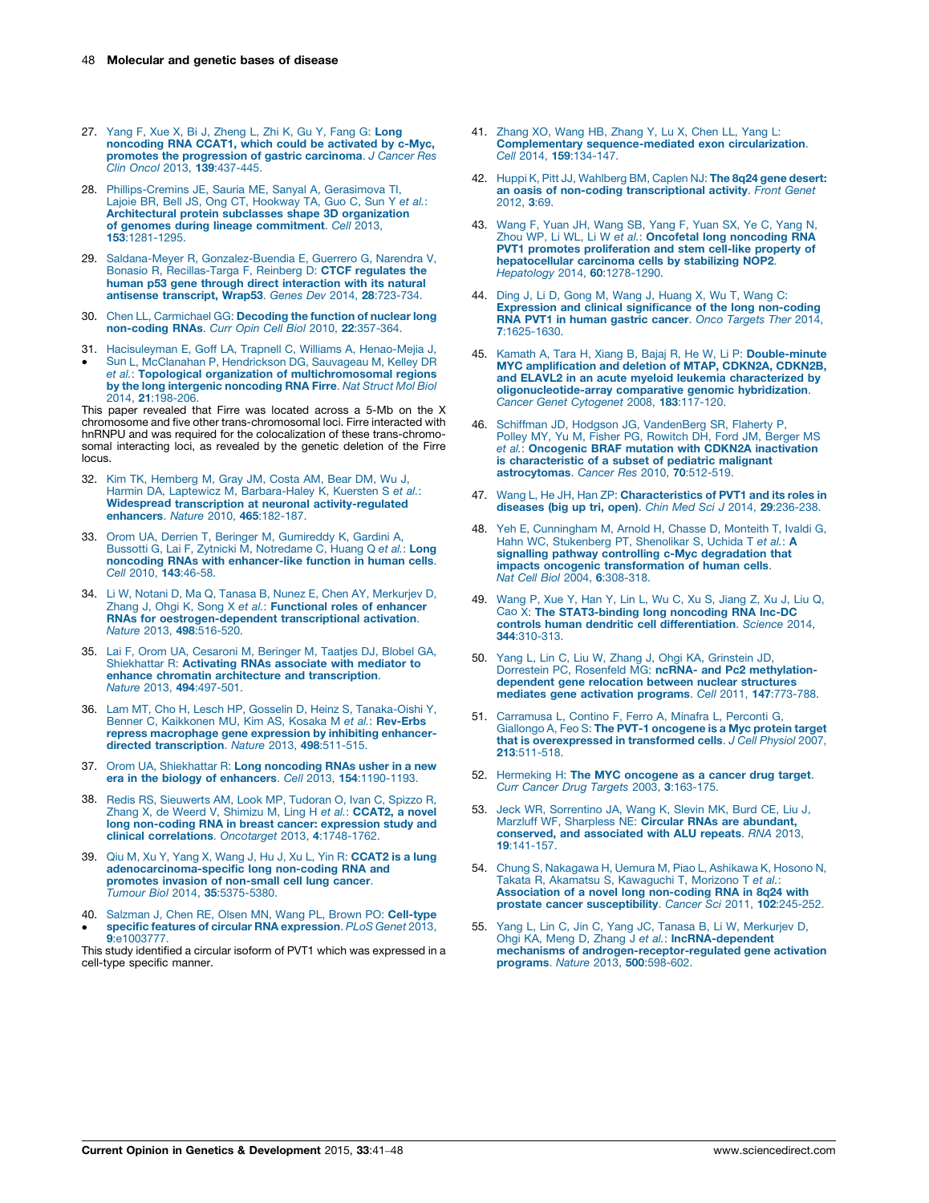27. Yang F, Xue X, Bi J, Zheng L, Zhi K, Gu Y, Fang G: **Long noncoding RNA CCAT1, which could be activated by c-Myc, promotes the progression of gastric carcinoma**. *J Cancer Res Clin Oncol* 2013, **139**:437-445.

28. Phillips-Cremins JE, Sauria ME, Sanyal A, Gerasimova TI, Lajoie BR, Bell JS, Ong CT, Hookway TA, Guo C, Sun Y *et al.*: **Architectural protein subclasses shape 3D organization of genomes during lineage commitment**. *Cell* 2013, **153**:1281-1295.

29. Saldana-Meyer R, Gonzalez-Buendia E, Guerrero G, Narendra V, Bonasio R, Recillas-Targa F, Reinberg D: **CTCF regulates the human p53 gene through direct interaction with its natural antisense transcript, Wrap53**. *Genes Dev* 2014, **28**:723-734.

30. Chen LL, Carmichael GG: **Decoding the function of nuclear long non-coding RNAs**. *Curr Opin Cell Biol* 2010, **22**:357-364.

31. • Hacisuleyman E, Goff LA, Trapnell C, Williams A, Henao-Mejia J, Sun L, McClanahan P, Hendrickson DG, Sauvageau M, Kelley DR *et al.*: **Topological organization of multichromosomal regions by the long intergenic noncoding RNA Firre**. *Nat Struct Mol Biol* 2014, **21**:198-206.

This paper revealed that Firre was located across a 5-Mb on the X chromosome and five other trans-chromosomal loci. Firre interacted with hnRNPU and was required for the colocalization of these trans-chromosomal interacting loci, as revealed by the genetic deletion of the Firre locus.

32. Kim TK, Hemberg M, Gray JM, Costa AM, Bear DM, Wu J, Harmin DA, Laptewicz M, Barbara-Haley K, Kuersten S *et al.*: **Widespread transcription at neuronal activity-regulated enhancers**. *Nature* 2010, **465**:182-187.

33. Orom UA, Derrien T, Beringer M, Gumireddy K, Gardini A, Bussotti G, Lai F, Zytnicki M, Notredame C, Huang Q *et al.*: **Long noncoding RNAs with enhancer-like function in human cells**. *Cell* 2010, **143**:46-58.

34. Li W, Notani D, Ma Q, Tanasa B, Nunez E, Chen AY, Merkurjev D, Zhang J, Ohgi K, Song X *et al.*: **Functional roles of enhancer RNAs for oestrogen-dependent transcriptional activation**. *Nature* 2013, **498**:516-520.

35. Lai F, Orom UA, Cesaroni M, Beringer M, Taatjes DJ, Blobel GA, Shiekhattar R: **Activating RNAs associate with mediator to enhance chromatin architecture and transcription**. *Nature* 2013, **494**:497-501.

36. Lam MT, Cho H, Lesch HP, Gosselin D, Heinz S, Tanaka-Oishi Y, Benner C, Kaikkonen MU, Kim AS, Kosaka M *et al.*: **Rev-Erbs repress macrophage gene expression by inhibiting enhancer-directed transcription**. *Nature* 2013, **498**:511-515.

37. Orom UA, Shiekhattar R: **Long noncoding RNAs usher in a new era in the biology of enhancers**. *Cell* 2013, **154**:1190-1193.

38. Redis RS, Sieuwerts AM, Look MP, Tudoran O, Ivan C, Spizzo R, Zhang X, de Weerd V, Shimizu M, Ling H *et al.*: **CCAT2, a novel long non-coding RNA in breast cancer: expression study and clinical correlations**. *Oncotarget* 2013, **4**:1748-1762.

39. Qiu M, Xu Y, Yang X, Wang J, Hu J, Xu L, Yin R: **CCAT2 is a lung adenocarcinoma-specific long non-coding RNA and promotes invasion of non-small cell lung cancer**. *Tumour Biol* 2014, **35**:5375-5380.

40. • Salzman J, Chen RE, Olsen MN, Wang PL, Brown PO: **Cell-type specific features of circular RNA expression**. *PLoS Genet* 2013, **9**:e1003777.

This study identified a circular isoform of PVT1 which was expressed in a cell-type specific manner.

41. Zhang XO, Wang HB, Zhang Y, Lu X, Chen LL, Yang L: **Complementary sequence-mediated exon circularization**. *Cell* 2014, **159**:134-147.

42. Huppi K, Pitt JJ, Wahlberg BM, Caplen NJ: **The 8q24 gene desert: an oasis of non-coding transcriptional activity**. *Front Genet* 2012, **3**:69.

43. Wang F, Yuan JH, Wang SB, Yang F, Yuan SX, Ye C, Yang N, Zhou WP, Li WL, Li W *et al.*: **Oncofetal long noncoding RNA PVT1 promotes proliferation and stem cell-like property of hepatocellular carcinoma cells by stabilizing NOP2**. *Hepatology* 2014, **60**:1278-1290.

44. Ding J, Li D, Gong M, Wang J, Huang X, Wu T, Wang C: **Expression and clinical significance of the long non-coding RNA PVT1 in human gastric cancer**. *Onco Targets Ther* 2014, **7**:1625-1630.

45. Kamath A, Tara H, Xiang B, Bajaj R, He W, Li P: **Double-minute MYC amplification and deletion of MTAP, CDKN2A, CDKN2B, and ELAVL2 in an acute myeloid leukemia characterized by oligonucleotide-array comparative genomic hybridization**. *Cancer Genet Cytogenet* 2008, **183**:117-120.

46. Schiffman JD, Hodgson JG, VandenBerg SR, Flaherty P, Polley MY, Yu M, Fisher PG, Rowitch DH, Ford JM, Berger MS *et al.*: **Oncogenic BRAF mutation with CDKN2A inactivation is characteristic of a subset of pediatric malignant astrocytomas**. *Cancer Res* 2010, **70**:512-519.

47. Wang L, He JH, Han ZP: **Characteristics of PVT1 and its roles in diseases (big up tri, open)**. *Chin Med Sci J* 2014, **29**:236-238.

48. Yeh E, Cunningham M, Arnold H, Chasse D, Monteith T, Ivaldi G, Hahn WC, Stukenberg PT, Shenolikar S, Uchida T *et al.*: **A signalling pathway controlling c-Myc degradation that impacts oncogenic transformation of human cells**. *Nat Cell Biol* 2004, **6**:308-318.

49. Wang P, Xue Y, Han Y, Lin L, Wu C, Xu S, Jiang Z, Xu J, Liu Q, Cao X: **The STAT3-binding long noncoding RNA lnc-DC controls human dendritic cell differentiation**. *Science* 2014, **344**:310-313.

50. Yang L, Lin C, Liu W, Zhang J, Ohgi KA, Grinstein JD, Dorrestein PC, Rosenfeld MG: **ncRNA- and Pc2 methylation-dependent gene relocation between nuclear structures mediates gene activation programs**. *Cell* 2011, **147**:773-788.

51. Carramusa L, Contino F, Ferro A, Minafra L, Perconti G, Giallongo A, Feo S: **The PVT-1 oncogene is a Myc protein target that is overexpressed in transformed cells**. *J Cell Physiol* 2007, **213**:511-518.

52. Hermeking H: **The MYC oncogene as a cancer drug target**. *Curr Cancer Drug Targets* 2003, **3**:163-175.

53. Jeck WR, Sorrentino JA, Wang K, Slevin MK, Burd CE, Liu J, Marzluff WF, Sharpless NE: **Circular RNAs are abundant, conserved, and associated with ALU repeats**. *RNA* 2013, **19**:141-157.

54. Chung S, Nakagawa H, Uemura M, Piao L, Ashikawa K, Hosono N, Takata R, Akamatsu S, Kawaguchi T, Morizono T *et al.*: **Association of a novel long non-coding RNA in 8q24 with prostate cancer susceptibility**. *Cancer Sci* 2011, **102**:245-252.

55. Yang L, Lin C, Jin C, Yang JC, Tanasa B, Li W, Merkurjev D, Ohgi KA, Meng D, Zhang J *et al.*: **lncRNA-dependent mechanisms of androgen-receptor-regulated gene activation programs**. *Nature* 2013, **500**:598-602.